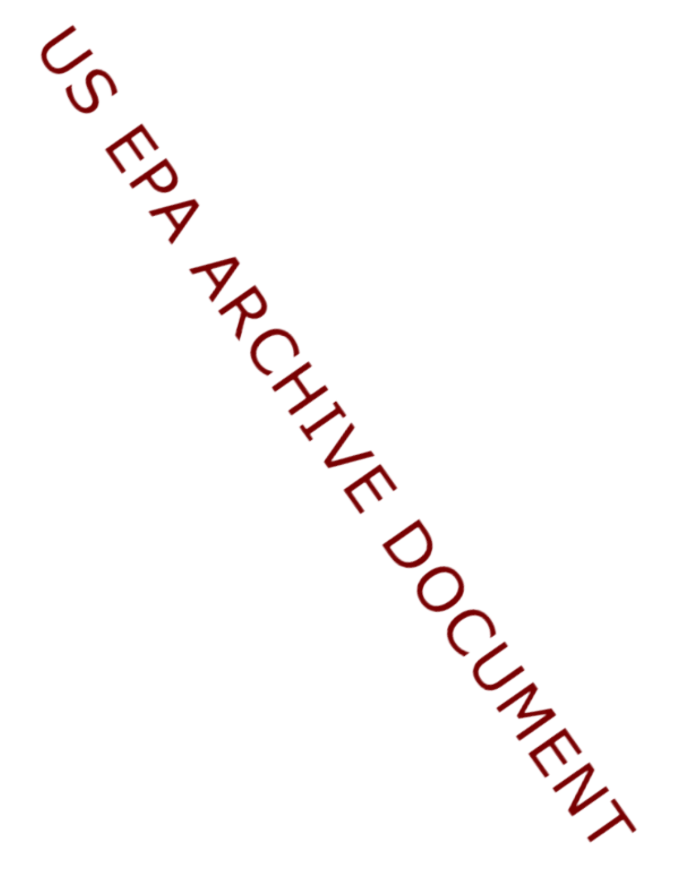US EPA ARCHIVE DOCUMENT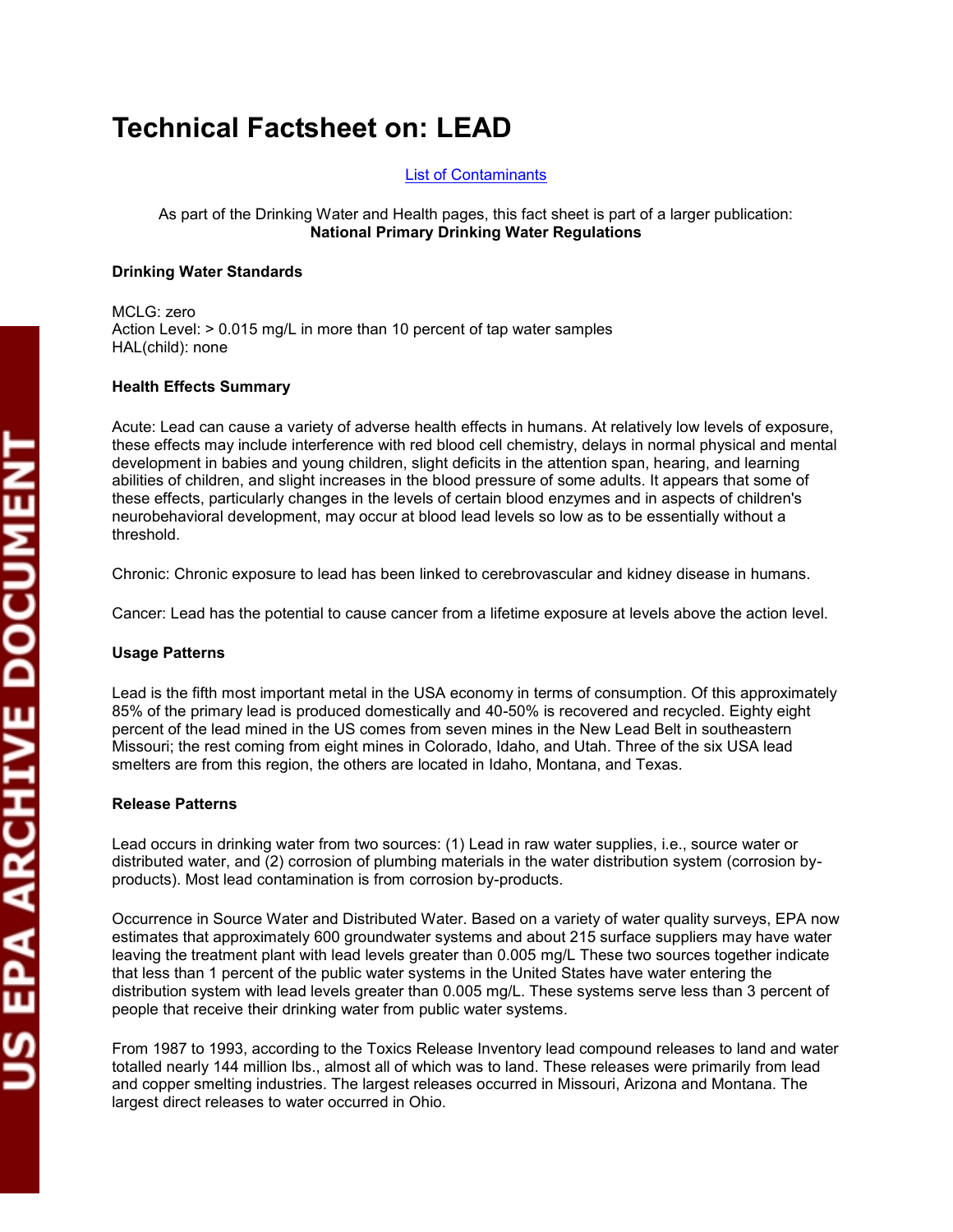# Technical Factsheet on: LEAD

List of Contaminants

As part of the Drinking Water and Health pages, this fact sheet is part of a larger publication:
**National Primary Drinking Water Regulations**

### Drinking Water Standards

MCLG: zero
Action Level: > 0.015 mg/L in more than 10 percent of tap water samples
HAL(child): none

### Health Effects Summary

Acute: Lead can cause a variety of adverse health effects in humans. At relatively low levels of exposure, these effects may include interference with red blood cell chemistry, delays in normal physical and mental development in babies and young children, slight deficits in the attention span, hearing, and learning abilities of children, and slight increases in the blood pressure of some adults. It appears that some of these effects, particularly changes in the levels of certain blood enzymes and in aspects of children's neurobehavioral development, may occur at blood lead levels so low as to be essentially without a threshold.

Chronic: Chronic exposure to lead has been linked to cerebrovascular and kidney disease in humans.

Cancer: Lead has the potential to cause cancer from a lifetime exposure at levels above the action level.

### Usage Patterns

Lead is the fifth most important metal in the USA economy in terms of consumption. Of this approximately 85% of the primary lead is produced domestically and 40-50% is recovered and recycled. Eighty eight percent of the lead mined in the US comes from seven mines in the New Lead Belt in southeastern Missouri; the rest coming from eight mines in Colorado, Idaho, and Utah. Three of the six USA lead smelters are from this region, the others are located in Idaho, Montana, and Texas.

### Release Patterns

Lead occurs in drinking water from two sources: (1) Lead in raw water supplies, i.e., source water or distributed water, and (2) corrosion of plumbing materials in the water distribution system (corrosion by-products). Most lead contamination is from corrosion by-products.

Occurrence in Source Water and Distributed Water. Based on a variety of water quality surveys, EPA now estimates that approximately 600 groundwater systems and about 215 surface suppliers may have water leaving the treatment plant with lead levels greater than 0.005 mg/L These two sources together indicate that less than 1 percent of the public water systems in the United States have water entering the distribution system with lead levels greater than 0.005 mg/L. These systems serve less than 3 percent of people that receive their drinking water from public water systems.

From 1987 to 1993, according to the Toxics Release Inventory lead compound releases to land and water totalled nearly 144 million lbs., almost all of which was to land. These releases were primarily from lead and copper smelting industries. The largest releases occurred in Missouri, Arizona and Montana. The largest direct releases to water occurred in Ohio.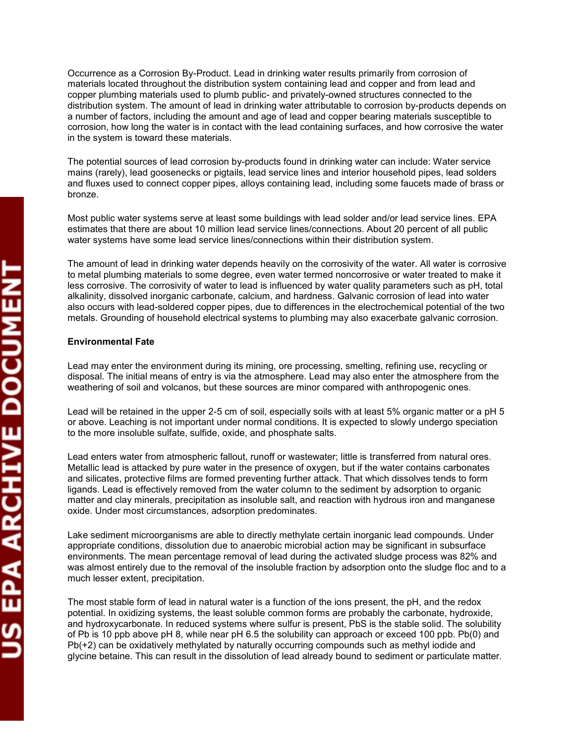Occurrence as a Corrosion By-Product. Lead in drinking water results primarily from corrosion of materials located throughout the distribution system containing lead and copper and from lead and copper plumbing materials used to plumb public- and privately-owned structures connected to the distribution system. The amount of lead in drinking water attributable to corrosion by-products depends on a number of factors, including the amount and age of lead and copper bearing materials susceptible to corrosion, how long the water is in contact with the lead containing surfaces, and how corrosive the water in the system is toward these materials.

The potential sources of lead corrosion by-products found in drinking water can include: Water service mains (rarely), lead goosenecks or pigtails, lead service lines and interior household pipes, lead solders and fluxes used to connect copper pipes, alloys containing lead, including some faucets made of brass or bronze.

Most public water systems serve at least some buildings with lead solder and/or lead service lines. EPA estimates that there are about 10 million lead service lines/connections. About 20 percent of all public water systems have some lead service lines/connections within their distribution system.

The amount of lead in drinking water depends heavily on the corrosivity of the water. All water is corrosive to metal plumbing materials to some degree, even water termed noncorrosive or water treated to make it less corrosive. The corrosivity of water to lead is influenced by water quality parameters such as pH, total alkalinity, dissolved inorganic carbonate, calcium, and hardness. Galvanic corrosion of lead into water also occurs with lead-soldered copper pipes, due to differences in the electrochemical potential of the two metals. Grounding of household electrical systems to plumbing may also exacerbate galvanic corrosion.

**Environmental Fate**

Lead may enter the environment during its mining, ore processing, smelting, refining use, recycling or disposal. The initial means of entry is via the atmosphere. Lead may also enter the atmosphere from the weathering of soil and volcanos, but these sources are minor compared with anthropogenic ones.

Lead will be retained in the upper 2-5 cm of soil, especially soils with at least 5% organic matter or a pH 5 or above. Leaching is not important under normal conditions. It is expected to slowly undergo speciation to the more insoluble sulfate, sulfide, oxide, and phosphate salts.

Lead enters water from atmospheric fallout, runoff or wastewater; little is transferred from natural ores. Metallic lead is attacked by pure water in the presence of oxygen, but if the water contains carbonates and silicates, protective films are formed preventing further attack. That which dissolves tends to form ligands. Lead is effectively removed from the water column to the sediment by adsorption to organic matter and clay minerals, precipitation as insoluble salt, and reaction with hydrous iron and manganese oxide. Under most circumstances, adsorption predominates.

Lake sediment microorganisms are able to directly methylate certain inorganic lead compounds. Under appropriate conditions, dissolution due to anaerobic microbial action may be significant in subsurface environments. The mean percentage removal of lead during the activated sludge process was 82% and was almost entirely due to the removal of the insoluble fraction by adsorption onto the sludge floc and to a much lesser extent, precipitation.

The most stable form of lead in natural water is a function of the ions present, the pH, and the redox potential. In oxidizing systems, the least soluble common forms are probably the carbonate, hydroxide, and hydroxycarbonate. In reduced systems where sulfur is present, PbS is the stable solid. The solubility of Pb is 10 ppb above pH 8, while near pH 6.5 the solubility can approach or exceed 100 ppb. Pb(0) and Pb(+2) can be oxidatively methylated by naturally occurring compounds such as methyl iodide and glycine betaine. This can result in the dissolution of lead already bound to sediment or particulate matter.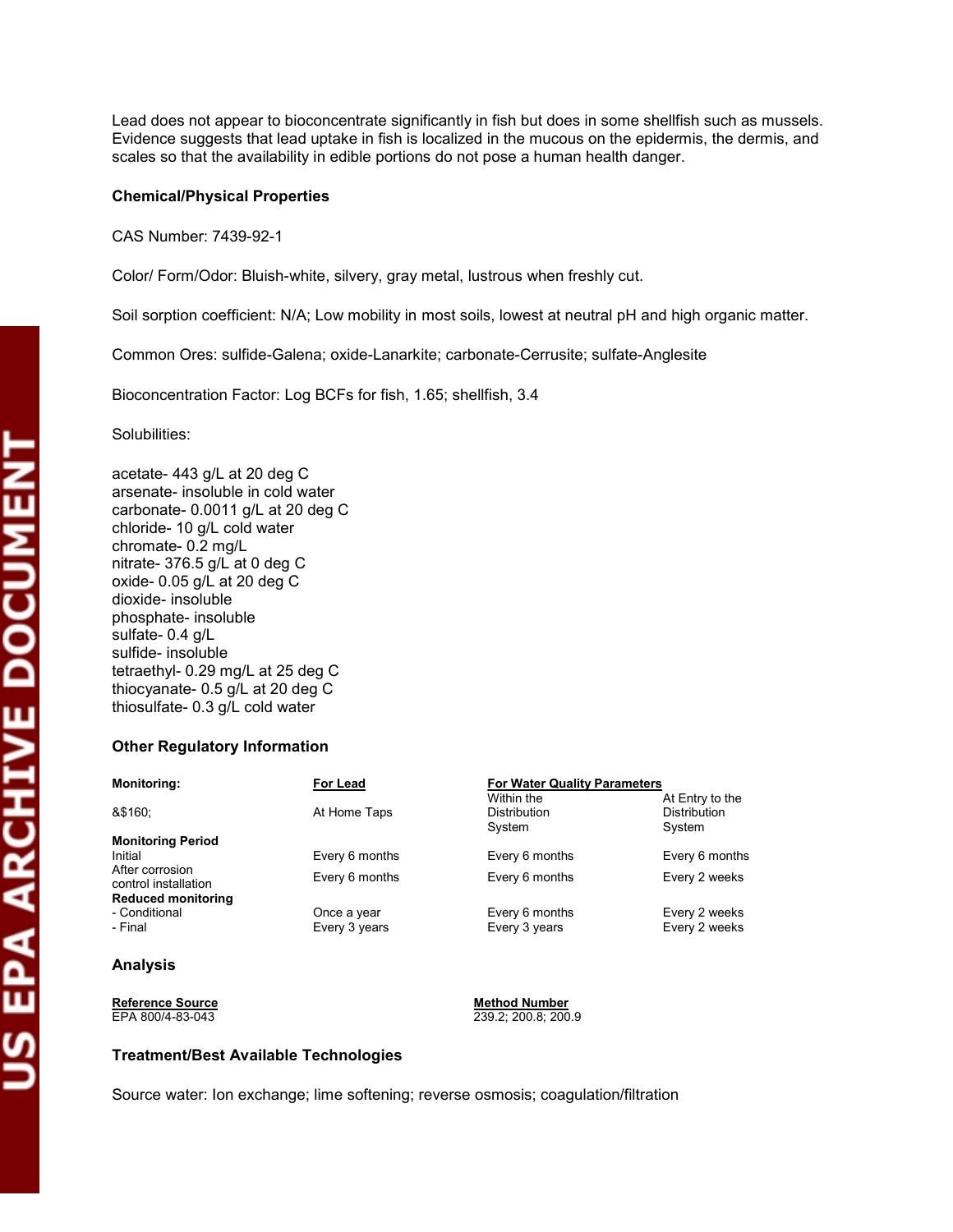Lead does not appear to bioconcentrate significantly in fish but does in some shellfish such as mussels. Evidence suggests that lead uptake in fish is localized in the mucous on the epidermis, the dermis, and scales so that the availability in edible portions do not pose a human health danger.

### Chemical/Physical Properties

CAS Number: 7439-92-1

Color/ Form/Odor: Bluish-white, silvery, gray metal, lustrous when freshly cut.

Soil sorption coefficient: N/A; Low mobility in most soils, lowest at neutral pH and high organic matter.

Common Ores: sulfide-Galena; oxide-Lanarkite; carbonate-Cerrusite; sulfate-Anglesite

Bioconcentration Factor: Log BCFs for fish, 1.65; shellfish, 3.4

Solubilities:

acetate- 443 g/L at 20 deg C
arsenate- insoluble in cold water
carbonate- 0.0011 g/L at 20 deg C
chloride- 10 g/L cold water
chromate- 0.2 mg/L
nitrate- 376.5 g/L at 0 deg C
oxide- 0.05 g/L at 20 deg C
dioxide- insoluble
phosphate- insoluble
sulfate- 0.4 g/L
sulfide- insoluble
tetraethyl- 0.29 mg/L at 25 deg C
thiocyanate- 0.5 g/L at 20 deg C
thiosulfate- 0.3 g/L cold water

### Other Regulatory Information

| **Monitoring:** | **For Lead** | **For Water Quality Parameters** | |
|---|---|---|---|
| &$160; | At Home Taps | Within the Distribution System | At Entry to the Distribution System |
| **Monitoring Period** | | | |
| Initial | Every 6 months | Every 6 months | Every 6 months |
| After corrosion control installation | Every 6 months | Every 6 months | Every 2 weeks |
| **Reduced monitoring** | | | |
| - Conditional | Once a year | Every 6 months | Every 2 weeks |
| - Final | Every 3 years | Every 3 years | Every 2 weeks |

### Analysis

| Reference Source | Method Number |
|---|---|
| EPA 800/4-83-043 | 239.2; 200.8; 200.9 |

### Treatment/Best Available Technologies

Source water: Ion exchange; lime softening; reverse osmosis; coagulation/filtration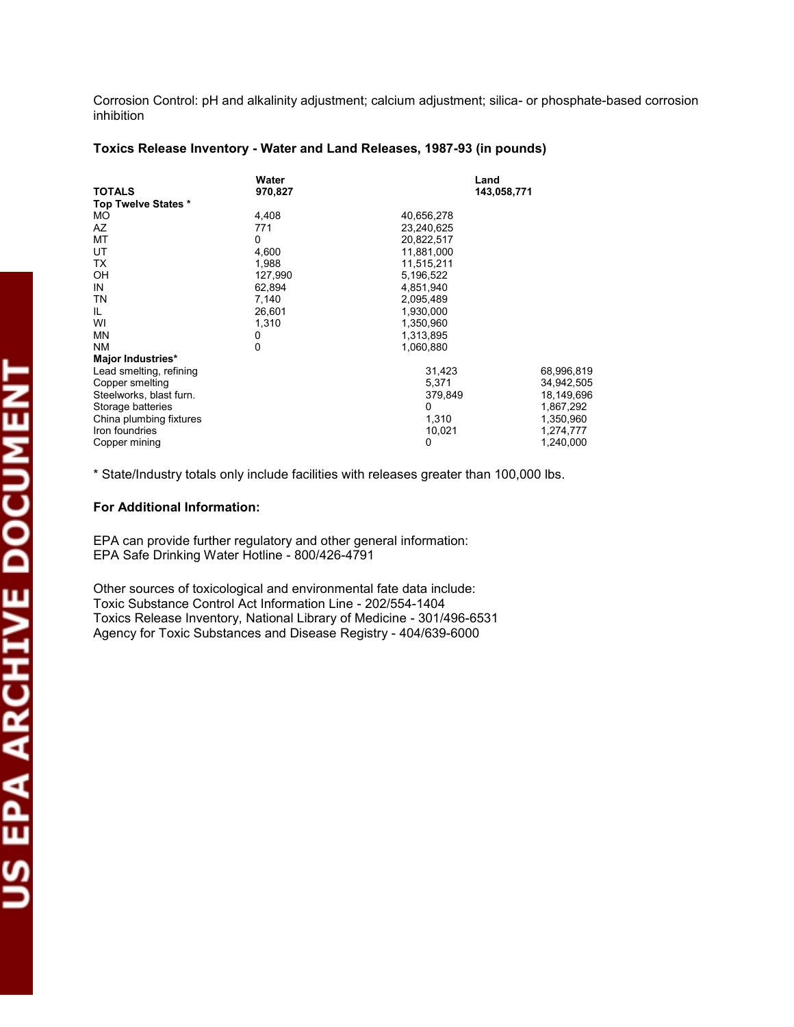Corrosion Control: pH and alkalinity adjustment; calcium adjustment; silica- or phosphate-based corrosion inhibition

**Toxics Release Inventory - Water and Land Releases, 1987-93 (in pounds)**

| | Water | Land |
|---|---|---|
| **TOTALS** | **970,827** | **143,058,771** |
| **Top Twelve States \*** | | |
| MO | 4,408 | 40,656,278 |
| AZ | 771 | 23,240,625 |
| MT | 0 | 20,822,517 |
| UT | 4,600 | 11,881,000 |
| TX | 1,988 | 11,515,211 |
| OH | 127,990 | 5,196,522 |
| IN | 62,894 | 4,851,940 |
| TN | 7,140 | 2,095,489 |
| IL | 26,601 | 1,930,000 |
| WI | 1,310 | 1,350,960 |
| MN | 0 | 1,313,895 |
| NM | 0 | 1,060,880 |
| **Major Industries\*** | | |
| Lead smelting, refining | 31,423 | 68,996,819 |
| Copper smelting | 5,371 | 34,942,505 |
| Steelworks, blast furn. | 379,849 | 18,149,696 |
| Storage batteries | 0 | 1,867,292 |
| China plumbing fixtures | 1,310 | 1,350,960 |
| Iron foundries | 10,021 | 1,274,777 |
| Copper mining | 0 | 1,240,000 |

\* State/Industry totals only include facilities with releases greater than 100,000 lbs.

**For Additional Information:**

EPA can provide further regulatory and other general information:
EPA Safe Drinking Water Hotline - 800/426-4791

Other sources of toxicological and environmental fate data include:
Toxic Substance Control Act Information Line - 202/554-1404
Toxics Release Inventory, National Library of Medicine - 301/496-6531
Agency for Toxic Substances and Disease Registry - 404/639-6000